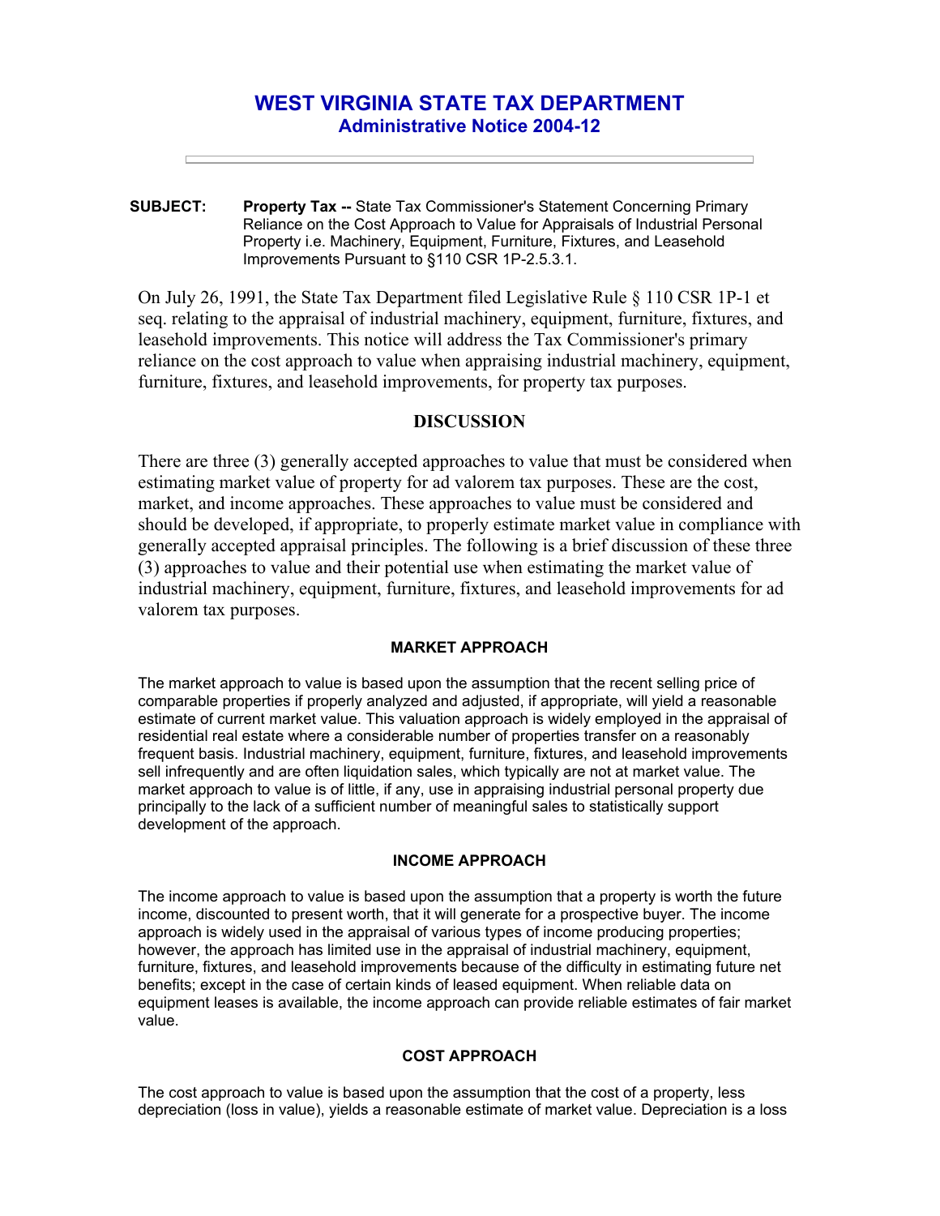# WEST VIRGINIA STATE TAX DEPARTMENT
## Administrative Notice 2004-12

---

**SUBJECT:** **Property Tax --** State Tax Commissioner's Statement Concerning Primary Reliance on the Cost Approach to Value for Appraisals of Industrial Personal Property i.e. Machinery, Equipment, Furniture, Fixtures, and Leasehold Improvements Pursuant to §110 CSR 1P-2.5.3.1.

On July 26, 1991, the State Tax Department filed Legislative Rule § 110 CSR 1P-1 et seq. relating to the appraisal of industrial machinery, equipment, furniture, fixtures, and leasehold improvements. This notice will address the Tax Commissioner's primary reliance on the cost approach to value when appraising industrial machinery, equipment, furniture, fixtures, and leasehold improvements, for property tax purposes.

### DISCUSSION

There are three (3) generally accepted approaches to value that must be considered when estimating market value of property for ad valorem tax purposes. These are the cost, market, and income approaches. These approaches to value must be considered and should be developed, if appropriate, to properly estimate market value in compliance with generally accepted appraisal principles. The following is a brief discussion of these three (3) approaches to value and their potential use when estimating the market value of industrial machinery, equipment, furniture, fixtures, and leasehold improvements for ad valorem tax purposes.

#### MARKET APPROACH

The market approach to value is based upon the assumption that the recent selling price of comparable properties if properly analyzed and adjusted, if appropriate, will yield a reasonable estimate of current market value. This valuation approach is widely employed in the appraisal of residential real estate where a considerable number of properties transfer on a reasonably frequent basis. Industrial machinery, equipment, furniture, fixtures, and leasehold improvements sell infrequently and are often liquidation sales, which typically are not at market value. The market approach to value is of little, if any, use in appraising industrial personal property due principally to the lack of a sufficient number of meaningful sales to statistically support development of the approach.

#### INCOME APPROACH

The income approach to value is based upon the assumption that a property is worth the future income, discounted to present worth, that it will generate for a prospective buyer. The income approach is widely used in the appraisal of various types of income producing properties; however, the approach has limited use in the appraisal of industrial machinery, equipment, furniture, fixtures, and leasehold improvements because of the difficulty in estimating future net benefits; except in the case of certain kinds of leased equipment. When reliable data on equipment leases is available, the income approach can provide reliable estimates of fair market value.

#### COST APPROACH

The cost approach to value is based upon the assumption that the cost of a property, less depreciation (loss in value), yields a reasonable estimate of market value. Depreciation is a loss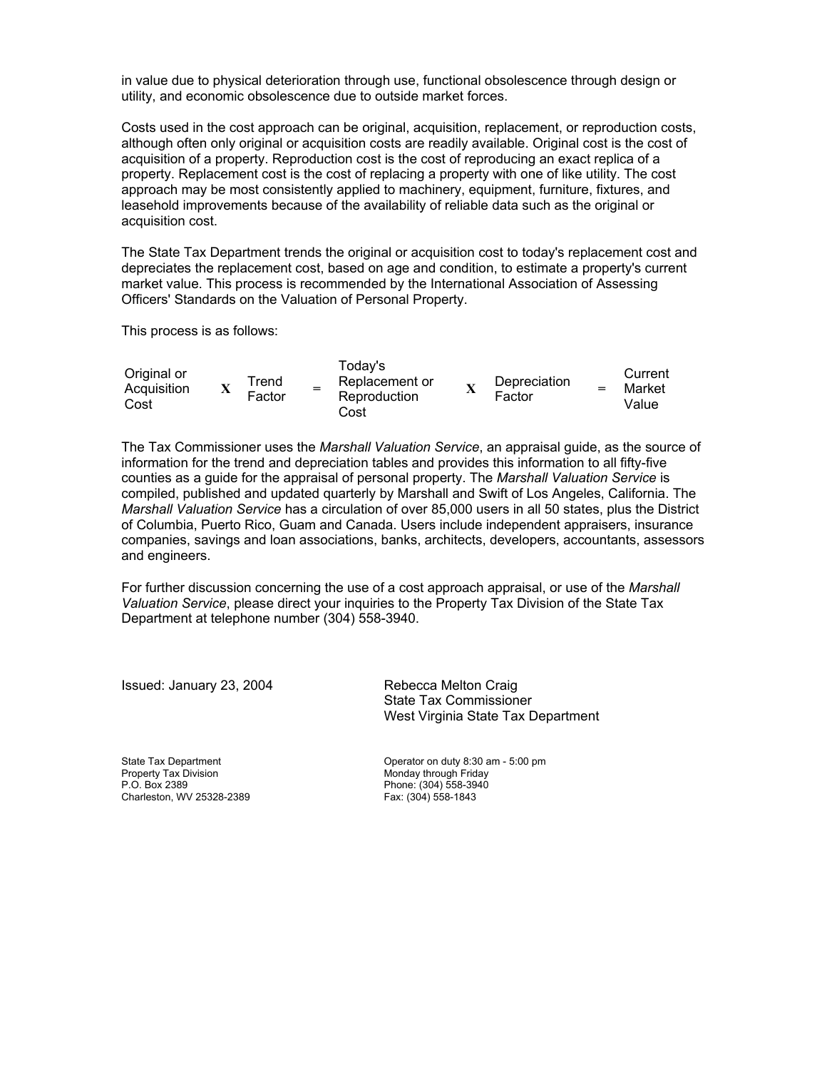in value due to physical deterioration through use, functional obsolescence through design or utility, and economic obsolescence due to outside market forces.

Costs used in the cost approach can be original, acquisition, replacement, or reproduction costs, although often only original or acquisition costs are readily available. Original cost is the cost of acquisition of a property. Reproduction cost is the cost of reproducing an exact replica of a property. Replacement cost is the cost of replacing a property with one of like utility. The cost approach may be most consistently applied to machinery, equipment, furniture, fixtures, and leasehold improvements because of the availability of reliable data such as the original or acquisition cost.

The State Tax Department trends the original or acquisition cost to today's replacement cost and depreciates the replacement cost, based on age and condition, to estimate a property's current market value. This process is recommended by the International Association of Assessing Officers' Standards on the Valuation of Personal Property.

This process is as follows:

| | | | | | | | | |
|---|---|---|---|---|---|---|---|---|
| Original or Acquisition Cost | **X** | Trend Factor | = | Today's Replacement or Reproduction Cost | **X** | Depreciation Factor | = | Current Market Value |

The Tax Commissioner uses the *Marshall Valuation Service*, an appraisal guide, as the source of information for the trend and depreciation tables and provides this information to all fifty-five counties as a guide for the appraisal of personal property. The *Marshall Valuation Service* is compiled, published and updated quarterly by Marshall and Swift of Los Angeles, California. The *Marshall Valuation Service* has a circulation of over 85,000 users in all 50 states, plus the District of Columbia, Puerto Rico, Guam and Canada. Users include independent appraisers, insurance companies, savings and loan associations, banks, architects, developers, accountants, assessors and engineers.

For further discussion concerning the use of a cost approach appraisal, or use of the *Marshall Valuation Service*, please direct your inquiries to the Property Tax Division of the State Tax Department at telephone number (304) 558-3940.

Issued: January 23, 2004

Rebecca Melton Craig
State Tax Commissioner
West Virginia State Tax Department

State Tax Department
Property Tax Division
P.O. Box 2389
Charleston, WV 25328-2389

Operator on duty 8:30 am - 5:00 pm
Monday through Friday
Phone: (304) 558-3940
Fax: (304) 558-1843